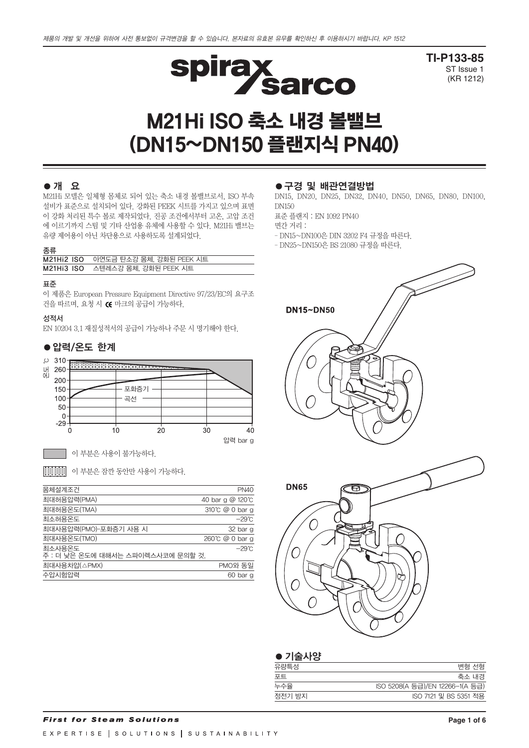제품의 개발 및 개선을 위하여 사전 통보없이 규격변경을 할 수 있습니다. 본자료의 유효본 유무를 확인하신 후 이용하시기 바랍니다. KP 1512

**TI-P133-85**
ST Issue 1
(KR 1212)

# M21Hi ISO 축소 내경 볼밸브 (DN15~DN150 플랜지식 PN40)

## ● 개 요

M21Hi 모델은 일체형 몸체로 되어 있는 축소 내경 볼밸브로서, ISO 부속 설비가 표준으로 설치되어 있다. 강화된 PEEK 시트를 가지고 있으며 표면이 강화 처리된 특수 볼로 제작되었다. 진공 조건에서부터 고온, 고압 조건에 이르기까지 스팀 및 기타 산업용 유체에 사용할 수 있다. M21Hi 밸브는 유량 제어용이 아닌 차단용으로 사용하도록 설계되었다.

### 종류

| | |
|---|---|
| M21Hi2 ISO | 아연도금 탄소강 몸체, 강화된 PEEK 시트 |
| M21Hi3 ISO | 스텐레스강 몸체, 강화된 PEEK 시트 |

### 표준

이 제품은 European Pressure Equipment Directive 97/23/EC의 요구조건을 따르며, 요청 시 CE 마크의 공급이 가능하다.

### 성적서

EN 10204 3.1 재질성적서의 공급이 가능하나 주문 시 명기해야 한다.

## ● 압력/온도 한계

온도 ℃ (310, 260, 200, 150, 100, 50, 0, -29)
압력 bar g (0, 10, 20, 30, 40)
포화증기 곡선

이 부분은 사용이 불가능하다.

이 부분은 잠깐 동안만 사용이 가능하다.

| 몸체설계조건 | PN40 |
|---|---|
| 최대허용압력(PMA) | 40 bar g @ 120℃ |
| 최대허용온도(TMA) | 310℃ @ 0 bar g |
| 최소허용온도 | -29℃ |
| 최대사용압력(PMO)-포화증기 사용 시 | 32 bar g |
| 최대사용온도(TMO) | 260℃ @ 0 bar g |
| 최소사용온도<br>주 : 더 낮은 온도에 대해서는 스파이렉스사코에 문의할 것. | -29℃ |
| 최대사용차압(△PMX) | PMO와 동일 |
| 수압시험압력 | 60 bar g |

## ● 구경 및 배관연결방법

DN15, DN20, DN25, DN32, DN40, DN50, DN65, DN80, DN100, DN150

표준 플랜지 : EN 1092 PN40

면간 거리 :

- DN15~DN100은 DIN 3202 F4 규정을 따른다.
- DN25~DN150은 BS 21080 규정을 따른다.

DN15~DN50

DN65

## ● 기술사양

| | |
|---|---|
| 유량특성 | 변형 선형 |
| 포트 | 축소 내경 |
| 누수율 | ISO 5208(A 등급)/EN 12266-1(A 등급) |
| 정전기 방지 | ISO 7121 및 BS 5351 적용 |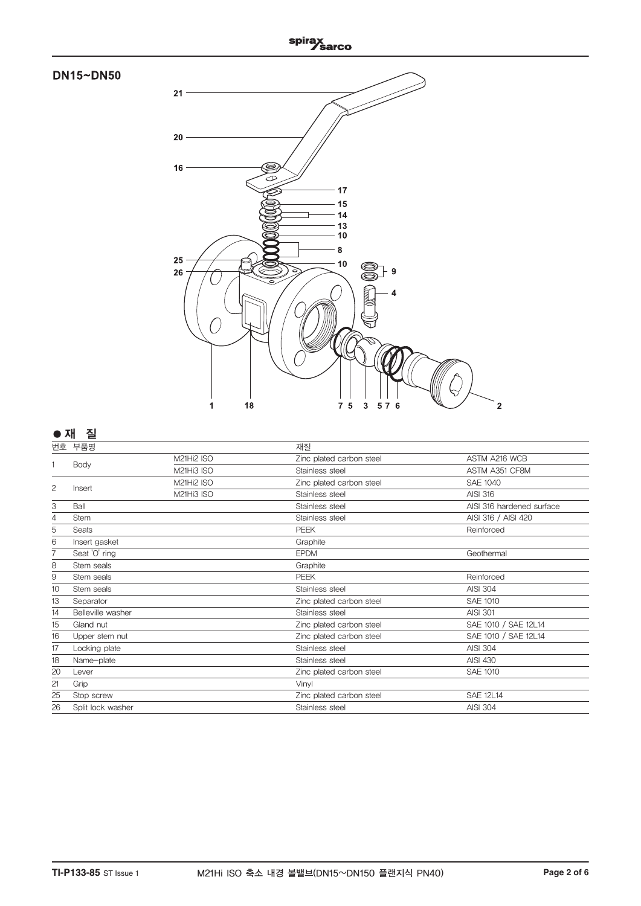## DN15~DN50

21

20

16

17

15

14

13

10

8

25

10

9

26

4

1 18 7 5 3 5 7 6 2

## ● 재 질

| 번호 | 부품명 | | 재질 | |
|---|---|---|---|---|
| 1 | Body | M21Hi2 ISO | Zinc plated carbon steel | ASTM A216 WCB |
| | | M21Hi3 ISO | Stainless steel | ASTM A351 CF8M |
| 2 | Insert | M21Hi2 ISO | Zinc plated carbon steel | SAE 1040 |
| | | M21Hi3 ISO | Stainless steel | AISI 316 |
| 3 | Ball | | Stainless steel | AISI 316 hardened surface |
| 4 | Stem | | Stainless steel | AISI 316 / AISI 420 |
| 5 | Seats | | PEEK | Reinforced |
| 6 | Insert gasket | | Graphite | |
| 7 | Seat 'O' ring | | EPDM | Geothermal |
| 8 | Stem seals | | Graphite | |
| 9 | Stem seals | | PEEK | Reinforced |
| 10 | Stem seals | | Stainless steel | AISI 304 |
| 13 | Separator | | Zinc plated carbon steel | SAE 1010 |
| 14 | Belleville washer | | Stainless steel | AISI 301 |
| 15 | Gland nut | | Zinc plated carbon steel | SAE 1010 / SAE 12L14 |
| 16 | Upper stem nut | | Zinc plated carbon steel | SAE 1010 / SAE 12L14 |
| 17 | Locking plate | | Stainless steel | AISI 304 |
| 18 | Name-plate | | Stainless steel | AISI 430 |
| 20 | Lever | | Zinc plated carbon steel | SAE 1010 |
| 21 | Grip | | Vinyl | |
| 25 | Stop screw | | Zinc plated carbon steel | SAE 12L14 |
| 26 | Split lock washer | | Stainless steel | AISI 304 |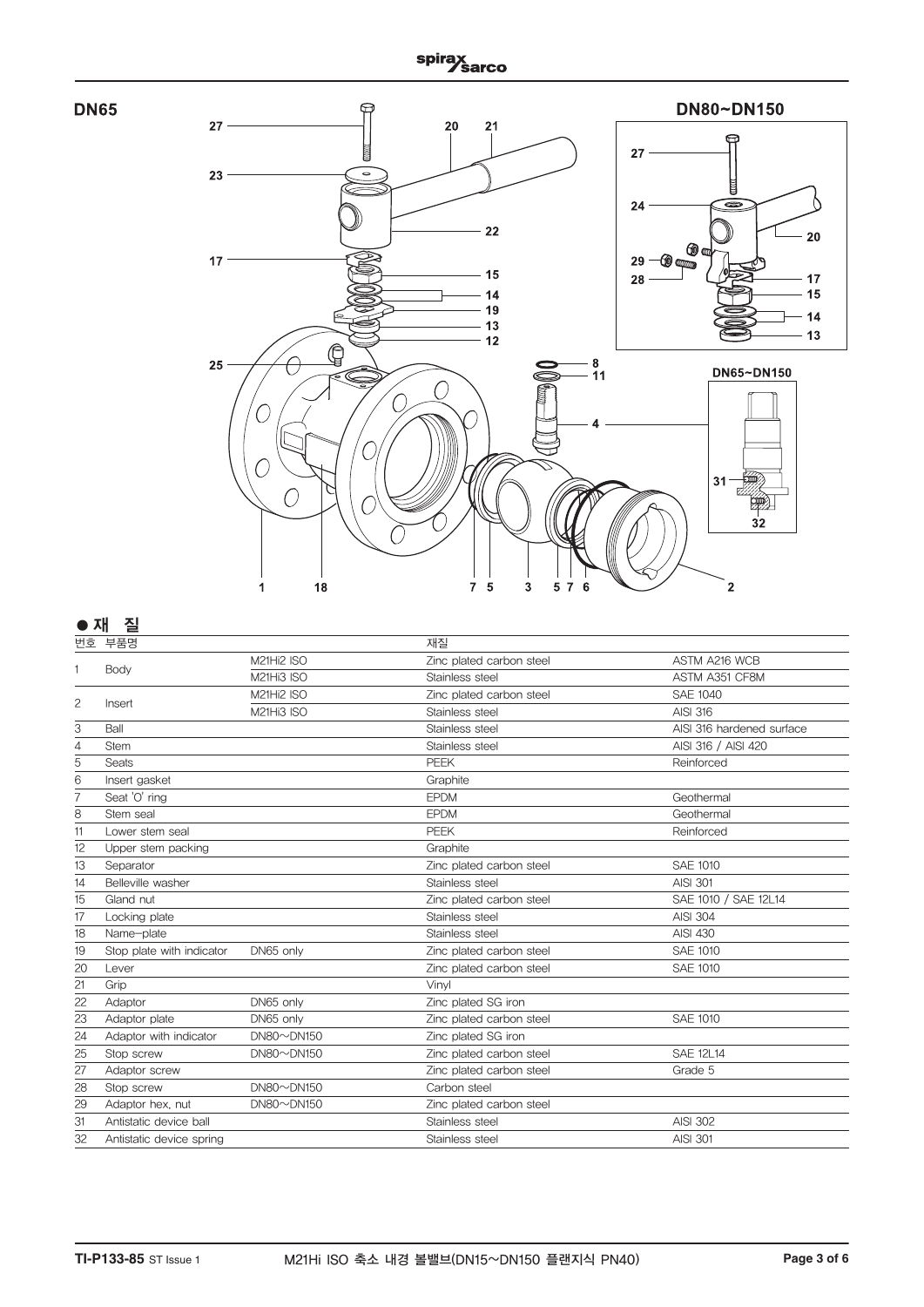DN65

DN80~DN150

DN65~DN150

## ● 재 질

| 번호 | 부품명 | | 재질 | |
|---|---|---|---|---|
| 1 | Body | M21Hi2 ISO | Zinc plated carbon steel | ASTM A216 WCB |
| | | M21Hi3 ISO | Stainless steel | ASTM A351 CF8M |
| 2 | Insert | M21Hi2 ISO | Zinc plated carbon steel | SAE 1040 |
| | | M21Hi3 ISO | Stainless steel | AISI 316 |
| 3 | Ball | | Stainless steel | AISI 316 hardened surface |
| 4 | Stem | | Stainless steel | AISI 316 / AISI 420 |
| 5 | Seats | | PEEK | Reinforced |
| 6 | Insert gasket | | Graphite | |
| 7 | Seat 'O' ring | | EPDM | Geothermal |
| 8 | Stem seal | | EPDM | Geothermal |
| 11 | Lower stem seal | | PEEK | Reinforced |
| 12 | Upper stem packing | | Graphite | |
| 13 | Separator | | Zinc plated carbon steel | SAE 1010 |
| 14 | Belleville washer | | Stainless steel | AISI 301 |
| 15 | Gland nut | | Zinc plated carbon steel | SAE 1010 / SAE 12L14 |
| 17 | Locking plate | | Stainless steel | AISI 304 |
| 18 | Name-plate | | Stainless steel | AISI 430 |
| 19 | Stop plate with indicator | DN65 only | Zinc plated carbon steel | SAE 1010 |
| 20 | Lever | | Zinc plated carbon steel | SAE 1010 |
| 21 | Grip | | Vinyl | |
| 22 | Adaptor | DN65 only | Zinc plated SG iron | |
| 23 | Adaptor plate | DN65 only | Zinc plated carbon steel | SAE 1010 |
| 24 | Adaptor with indicator | DN80~DN150 | Zinc plated SG iron | |
| 25 | Stop screw | DN80~DN150 | Zinc plated carbon steel | SAE 12L14 |
| 27 | Adaptor screw | | Zinc plated carbon steel | Grade 5 |
| 28 | Stop screw | DN80~DN150 | Carbon steel | |
| 29 | Adaptor hex. nut | DN80~DN150 | Zinc plated carbon steel | |
| 31 | Antistatic device ball | | Stainless steel | AISI 302 |
| 32 | Antistatic device spring | | Stainless steel | AISI 301 |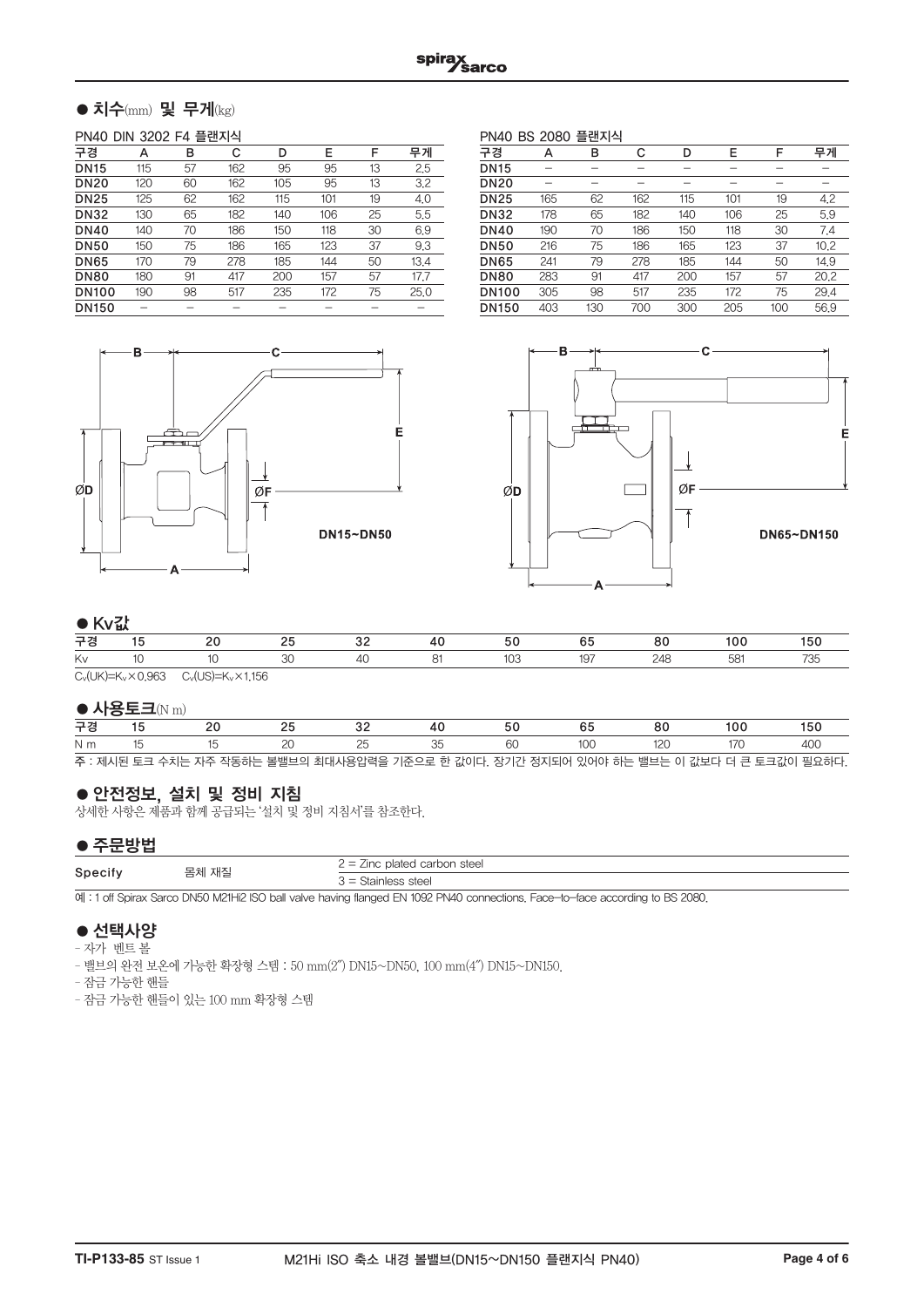## ● 치수(mm) 및 무게(kg)

PN40 DIN 3202 F4 플랜지식

| 구경 | A | B | C | D | E | F | 무게 |
|---|---|---|---|---|---|---|---|
| DN15 | 115 | 57 | 162 | 95 | 95 | 13 | 2.5 |
| DN20 | 120 | 60 | 162 | 105 | 95 | 13 | 3.2 |
| DN25 | 125 | 62 | 162 | 115 | 101 | 19 | 4.0 |
| DN32 | 130 | 65 | 182 | 140 | 106 | 25 | 5.5 |
| DN40 | 140 | 70 | 186 | 150 | 118 | 30 | 6.9 |
| DN50 | 150 | 75 | 186 | 165 | 123 | 37 | 9.3 |
| DN65 | 170 | 79 | 278 | 185 | 144 | 50 | 13.4 |
| DN80 | 180 | 91 | 417 | 200 | 157 | 57 | 17.7 |
| DN100 | 190 | 98 | 517 | 235 | 172 | 75 | 25.0 |
| DN150 | – | – | – | – | – | – | – |

PN40 BS 2080 플랜지식

| 구경 | A | B | C | D | E | F | 무게 |
|---|---|---|---|---|---|---|---|
| DN15 | – | – | – | – | – | – | – |
| DN20 | – | – | – | – | – | – | – |
| DN25 | 165 | 62 | 162 | 115 | 101 | 19 | 4.2 |
| DN32 | 178 | 65 | 182 | 140 | 106 | 25 | 5.9 |
| DN40 | 190 | 70 | 186 | 150 | 118 | 30 | 7.4 |
| DN50 | 216 | 75 | 186 | 165 | 123 | 37 | 10.2 |
| DN65 | 241 | 79 | 278 | 185 | 144 | 50 | 14.9 |
| DN80 | 283 | 91 | 417 | 200 | 157 | 57 | 20.2 |
| DN100 | 305 | 98 | 517 | 235 | 172 | 75 | 29.4 |
| DN150 | 403 | 130 | 700 | 300 | 205 | 100 | 56.9 |

DN15~DN50

DN65~DN150

## ● Kv값

| 구경 | 15 | 20 | 25 | 32 | 40 | 50 | 65 | 80 | 100 | 150 |
|---|---|---|---|---|---|---|---|---|---|---|
| Kv | 10 | 10 | 30 | 40 | 81 | 103 | 197 | 248 | 581 | 735 |

$C_v(UK)=K_v \times 0.963$ $C_v(US)=K_v \times 1.156$

## ● 사용토크(N m)

| 구경 | 15 | 20 | 25 | 32 | 40 | 50 | 65 | 80 | 100 | 150 |
|---|---|---|---|---|---|---|---|---|---|---|
| N m | 15 | 15 | 20 | 25 | 35 | 60 | 100 | 120 | 170 | 400 |

주 : 제시된 토크 수치는 자주 작동하는 볼밸브의 최대사용압력을 기준으로 한 값이다. 장기간 정지되어 있어야 하는 밸브는 이 값보다 더 큰 토크값이 필요하다.

## ● 안전정보, 설치 및 정비 지침

상세한 사항은 제품과 함께 공급되는 '설치 및 정비 지침서'를 참조한다.

## ● 주문방법

| Specify | 몸체 재질 | 2 = Zinc plated carbon steel |
|---|---|---|
| | | 3 = Stainless steel |

예 : 1 off Spirax Sarco DN50 M21Hi2 ISO ball valve having flanged EN 1092 PN40 connections. Face-to-face according to BS 2080.

## ● 선택사양

- 자가 벤트 볼
- 밸브의 완전 보온에 가능한 확장형 스템 : 50 mm(2") DN15~DN50, 100 mm(4") DN15~DN150.
- 잠금 가능한 핸들
- 잠금 가능한 핸들이 있는 100 mm 확장형 스템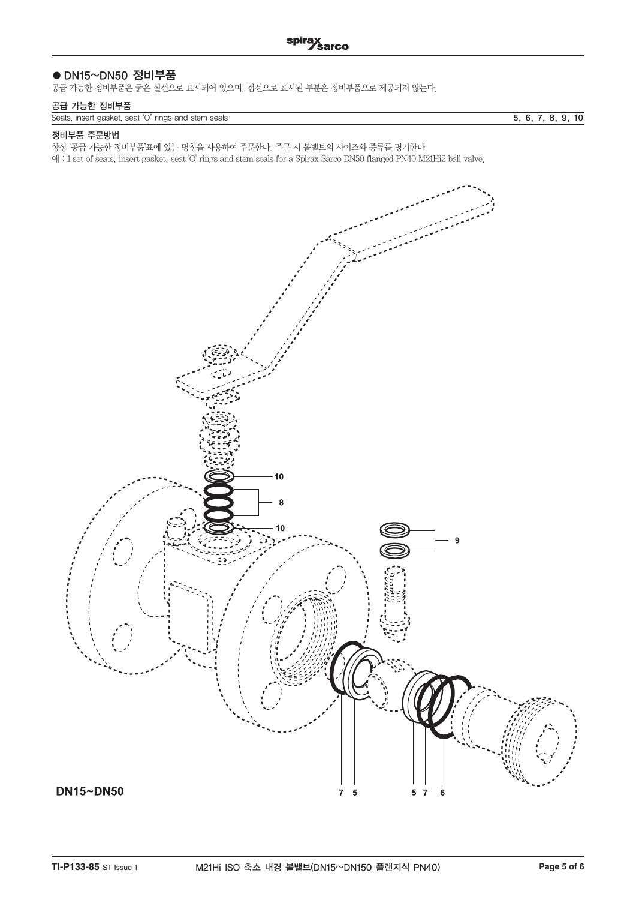## ● DN15~DN50 정비부품

공급 가능한 정비부품은 굵은 실선으로 표시되어 있으며, 점선으로 표시된 부분은 정비부품으로 제공되지 않는다.

### 공급 가능한 정비부품

| | |
|---|---|
| Seats, insert gasket, seat 'O' rings and stem seals | 5, 6, 7, 8, 9, 10 |

### 정비부품 주문방법

항상 '공급 가능한 정비부품'표에 있는 명칭을 사용하여 주문한다. 주문 시 볼밸브의 사이즈와 종류를 명기한다.

예 : 1 set of seats, insert gasket, seat 'O' rings and stem seals for a Spirax Sarco DN50 flanged PN40 M21Hi2 ball valve.

10

8

10

9

7 5

5 7 6

**DN15~DN50**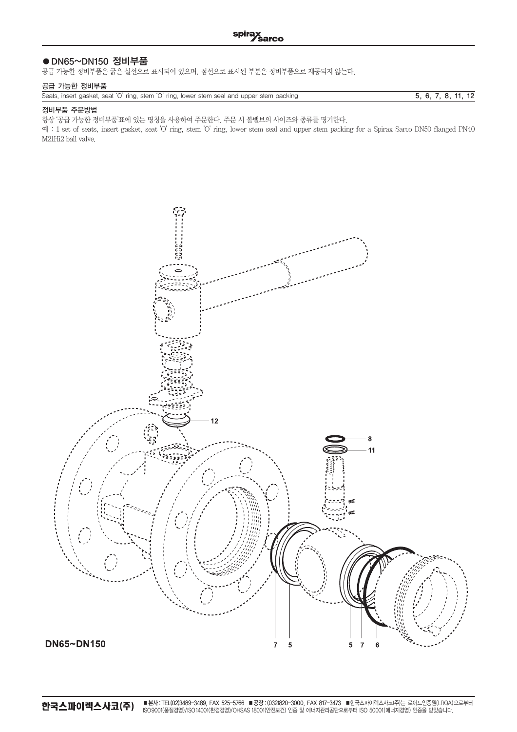## ● DN65~DN150 정비부품

공급 가능한 정비부품은 굵은 실선으로 표시되어 있으며, 점선으로 표시된 부분은 정비부품으로 제공되지 않는다.

### 공급 가능한 정비부품

| | |
|---|---|
| Seats, insert gasket, seat 'O' ring, stem 'O' ring, lower stem seal and upper stem packing | 5, 6, 7, 8, 11, 12 |

### 정비부품 주문방법

항상 '공급 가능한 정비부품'표에 있는 명칭을 사용하여 주문한다. 주문 시 볼밸브의 사이즈와 종류를 명기한다.

예 : 1 set of seats, insert gasket, seat 'O' ring, stem 'O' ring, lower stem seal and upper stem packing for a Spirax Sarco DN50 flanged PN40 M21Hi2 ball valve.

12

8

11

7 5 5 7 6

DN65~DN150

**한국스파이렉스사코(주)** ■본사 : TEL(02)3489-3489, FAX 525-5766 ■공장 : (032)820-3000, FAX 817-3473 ■한국스파이렉스사코(주)는 로이드인증원(LRQA)으로부터 ISO9001(품질경영)/ISO14001(환경경영)/OHSAS 18001(안전보건) 인증 및 에너지관리공단으로부터 ISO 50001(에너지경영) 인증을 받았습니다.